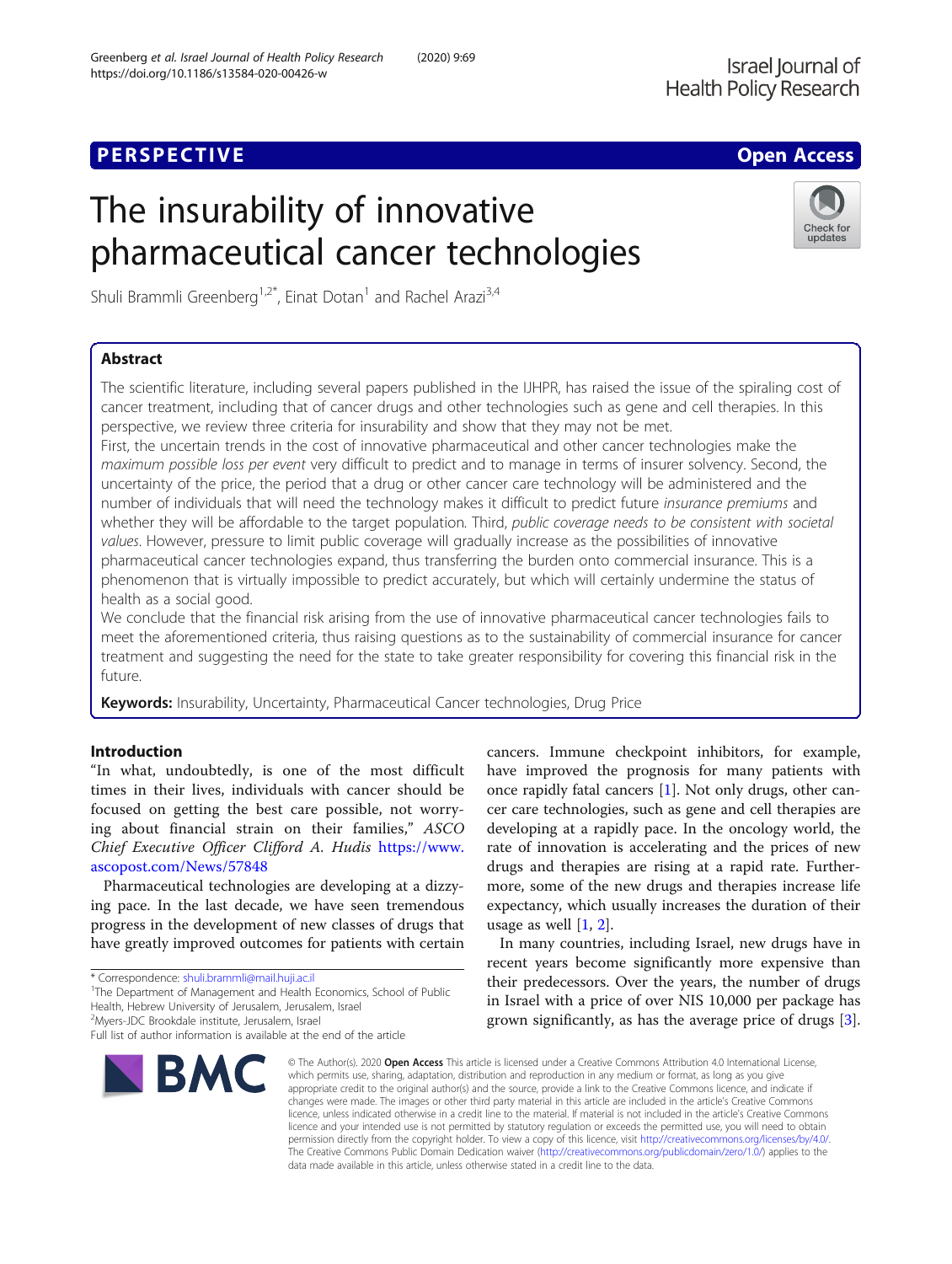PERSPECTIVE

Open Access

# The insurability of innovative pharmaceutical cancer technologies

Shuli Brammli Greenberg[1,2*], Einat Dotan[1] and Rachel Arazi[3,4]

## Abstract

The scientific literature, including several papers published in the IJHPR, has raised the issue of the spiraling cost of cancer treatment, including that of cancer drugs and other technologies such as gene and cell therapies. In this perspective, we review three criteria for insurability and show that they may not be met.

First, the uncertain trends in the cost of innovative pharmaceutical and other cancer technologies make the *maximum possible loss per event* very difficult to predict and to manage in terms of insurer solvency. Second, the uncertainty of the price, the period that a drug or other cancer care technology will be administered and the number of individuals that will need the technology makes it difficult to predict future *insurance premiums* and whether they will be affordable to the target population. Third, *public coverage needs to be consistent with societal values*. However, pressure to limit public coverage will gradually increase as the possibilities of innovative pharmaceutical cancer technologies expand, thus transferring the burden onto commercial insurance. This is a phenomenon that is virtually impossible to predict accurately, but which will certainly undermine the status of health as a social good.

We conclude that the financial risk arising from the use of innovative pharmaceutical cancer technologies fails to meet the aforementioned criteria, thus raising questions as to the sustainability of commercial insurance for cancer treatment and suggesting the need for the state to take greater responsibility for covering this financial risk in the future.

**Keywords:** Insurability, Uncertainty, Pharmaceutical Cancer technologies, Drug Price

## Introduction

"In what, undoubtedly, is one of the most difficult times in their lives, individuals with cancer should be focused on getting the best care possible, not worrying about financial strain on their families," *ASCO Chief Executive Officer Clifford A. Hudis* https://www.ascopost.com/News/57848

Pharmaceutical technologies are developing at a dizzying pace. In the last decade, we have seen tremendous progress in the development of new classes of drugs that have greatly improved outcomes for patients with certain cancers. Immune checkpoint inhibitors, for example, have improved the prognosis for many patients with once rapidly fatal cancers [1]. Not only drugs, other cancer care technologies, such as gene and cell therapies are developing at a rapidly pace. In the oncology world, the rate of innovation is accelerating and the prices of new drugs and therapies are rising at a rapid rate. Furthermore, some of the new drugs and therapies increase life expectancy, which usually increases the duration of their usage as well [1, 2].

In many countries, including Israel, new drugs have in recent years become significantly more expensive than their predecessors. Over the years, the number of drugs in Israel with a price of over NIS 10,000 per package has grown significantly, as has the average price of drugs [3].

\* Correspondence: shuli.brammli@mail.huji.ac.il
[1]The Department of Management and Health Economics, School of Public Health, Hebrew University of Jerusalem, Jerusalem, Israel
[2]Myers-JDC Brookdale institute, Jerusalem, Israel
Full list of author information is available at the end of the article

© The Author(s). 2020 **Open Access** This article is licensed under a Creative Commons Attribution 4.0 International License, which permits use, sharing, adaptation, distribution and reproduction in any medium or format, as long as you give appropriate credit to the original author(s) and the source, provide a link to the Creative Commons licence, and indicate if changes were made. The images or other third party material in this article are included in the article's Creative Commons licence, unless indicated otherwise in a credit line to the material. If material is not included in the article's Creative Commons licence and your intended use is not permitted by statutory regulation or exceeds the permitted use, you will need to obtain permission directly from the copyright holder. To view a copy of this licence, visit http://creativecommons.org/licenses/by/4.0/. The Creative Commons Public Domain Dedication waiver (http://creativecommons.org/publicdomain/zero/1.0/) applies to the data made available in this article, unless otherwise stated in a credit line to the data.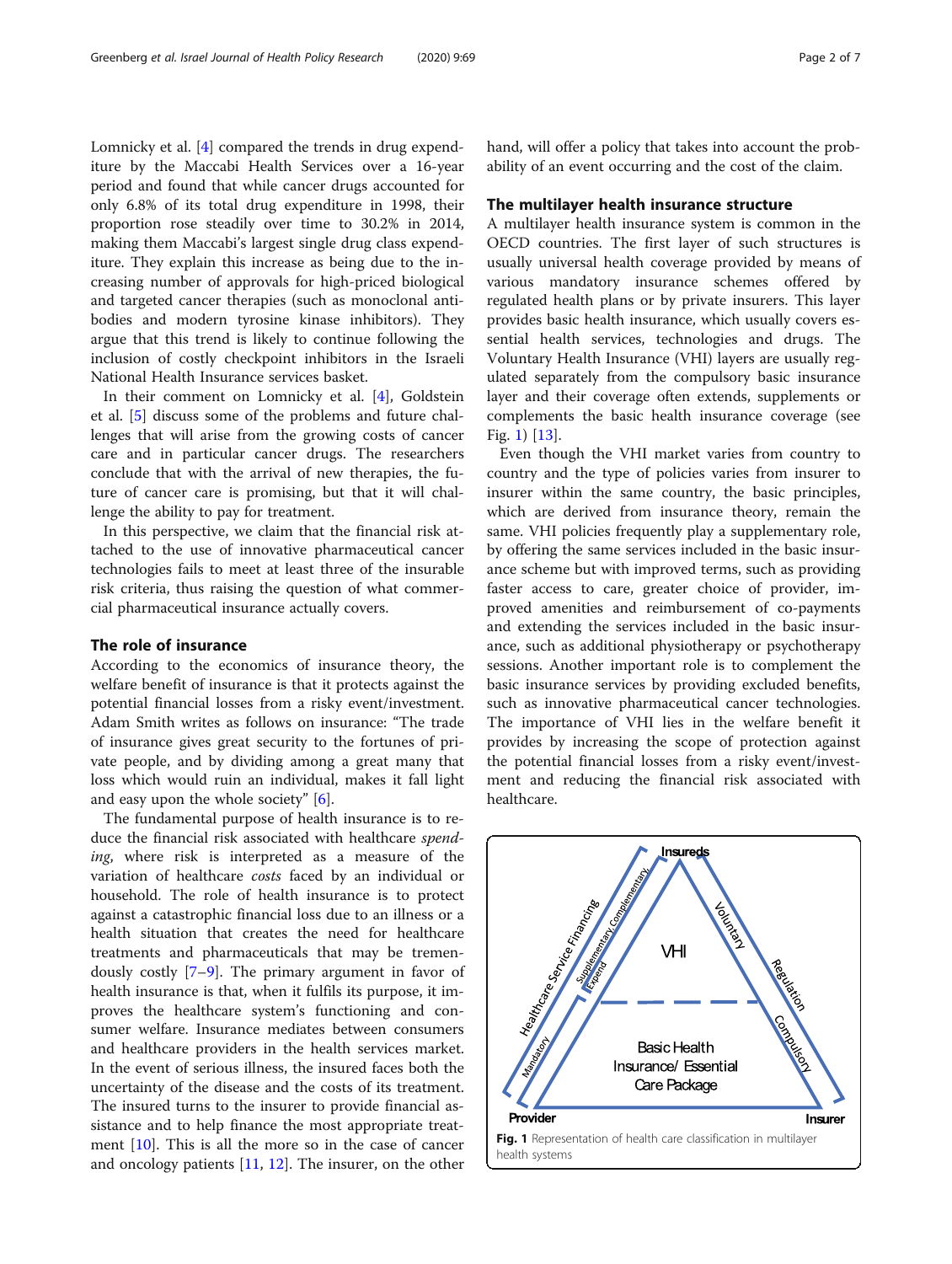Lomnicky et al. [4] compared the trends in drug expenditure by the Maccabi Health Services over a 16-year period and found that while cancer drugs accounted for only 6.8% of its total drug expenditure in 1998, their proportion rose steadily over time to 30.2% in 2014, making them Maccabi's largest single drug class expenditure. They explain this increase as being due to the increasing number of approvals for high-priced biological and targeted cancer therapies (such as monoclonal antibodies and modern tyrosine kinase inhibitors). They argue that this trend is likely to continue following the inclusion of costly checkpoint inhibitors in the Israeli National Health Insurance services basket.

In their comment on Lomnicky et al. [4], Goldstein et al. [5] discuss some of the problems and future challenges that will arise from the growing costs of cancer care and in particular cancer drugs. The researchers conclude that with the arrival of new therapies, the future of cancer care is promising, but that it will challenge the ability to pay for treatment.

In this perspective, we claim that the financial risk attached to the use of innovative pharmaceutical cancer technologies fails to meet at least three of the insurable risk criteria, thus raising the question of what commercial pharmaceutical insurance actually covers.

## The role of insurance

According to the economics of insurance theory, the welfare benefit of insurance is that it protects against the potential financial losses from a risky event/investment. Adam Smith writes as follows on insurance: "The trade of insurance gives great security to the fortunes of private people, and by dividing among a great many that loss which would ruin an individual, makes it fall light and easy upon the whole society" [6].

The fundamental purpose of health insurance is to reduce the financial risk associated with healthcare *spending*, where risk is interpreted as a measure of the variation of healthcare *costs* faced by an individual or household. The role of health insurance is to protect against a catastrophic financial loss due to an illness or a health situation that creates the need for healthcare treatments and pharmaceuticals that may be tremendously costly [7–9]. The primary argument in favor of health insurance is that, when it fulfils its purpose, it improves the healthcare system's functioning and consumer welfare. Insurance mediates between consumers and healthcare providers in the health services market. In the event of serious illness, the insured faces both the uncertainty of the disease and the costs of its treatment. The insured turns to the insurer to provide financial assistance and to help finance the most appropriate treatment [10]. This is all the more so in the case of cancer and oncology patients [11, 12]. The insurer, on the other hand, will offer a policy that takes into account the probability of an event occurring and the cost of the claim.

## The multilayer health insurance structure

A multilayer health insurance system is common in the OECD countries. The first layer of such structures is usually universal health coverage provided by means of various mandatory insurance schemes offered by regulated health plans or by private insurers. This layer provides basic health insurance, which usually covers essential health services, technologies and drugs. The Voluntary Health Insurance (VHI) layers are usually regulated separately from the compulsory basic insurance layer and their coverage often extends, supplements or complements the basic health insurance coverage (see Fig. 1) [13].

Even though the VHI market varies from country to country and the type of policies varies from insurer to insurer within the same country, the basic principles, which are derived from insurance theory, remain the same. VHI policies frequently play a supplementary role, by offering the same services included in the basic insurance scheme but with improved terms, such as providing faster access to care, greater choice of provider, improved amenities and reimbursement of co-payments and extending the services included in the basic insurance, such as additional physiotherapy or psychotherapy sessions. Another important role is to complement the basic insurance services by providing excluded benefits, such as innovative pharmaceutical cancer technologies. The importance of VHI lies in the welfare benefit it provides by increasing the scope of protection against the potential financial losses from a risky event/investment and reducing the financial risk associated with healthcare.

**Fig. 1** Representation of health care classification in multilayer health systems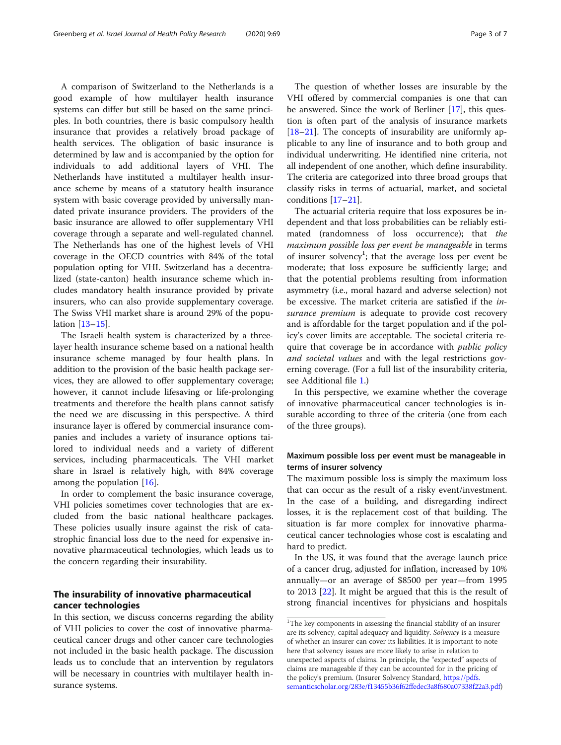A comparison of Switzerland to the Netherlands is a good example of how multilayer health insurance systems can differ but still be based on the same principles. In both countries, there is basic compulsory health insurance that provides a relatively broad package of health services. The obligation of basic insurance is determined by law and is accompanied by the option for individuals to add additional layers of VHI. The Netherlands have instituted a multilayer health insurance scheme by means of a statutory health insurance system with basic coverage provided by universally mandated private insurance providers. The providers of the basic insurance are allowed to offer supplementary VHI coverage through a separate and well-regulated channel. The Netherlands has one of the highest levels of VHI coverage in the OECD countries with 84% of the total population opting for VHI. Switzerland has a decentralized (state-canton) health insurance scheme which includes mandatory health insurance provided by private insurers, who can also provide supplementary coverage. The Swiss VHI market share is around 29% of the population [13–15].

The Israeli health system is characterized by a three-layer health insurance scheme based on a national health insurance scheme managed by four health plans. In addition to the provision of the basic health package services, they are allowed to offer supplementary coverage; however, it cannot include lifesaving or life-prolonging treatments and therefore the health plans cannot satisfy the need we are discussing in this perspective. A third insurance layer is offered by commercial insurance companies and includes a variety of insurance options tailored to individual needs and a variety of different services, including pharmaceuticals. The VHI market share in Israel is relatively high, with 84% coverage among the population [16].

In order to complement the basic insurance coverage, VHI policies sometimes cover technologies that are excluded from the basic national healthcare packages. These policies usually insure against the risk of catastrophic financial loss due to the need for expensive innovative pharmaceutical technologies, which leads us to the concern regarding their insurability.

## The insurability of innovative pharmaceutical cancer technologies

In this section, we discuss concerns regarding the ability of VHI policies to cover the cost of innovative pharmaceutical cancer drugs and other cancer care technologies not included in the basic health package. The discussion leads us to conclude that an intervention by regulators will be necessary in countries with multilayer health insurance systems.

The question of whether losses are insurable by the VHI offered by commercial companies is one that can be answered. Since the work of Berliner [17], this question is often part of the analysis of insurance markets [18–21]. The concepts of insurability are uniformly applicable to any line of insurance and to both group and individual underwriting. He identified nine criteria, not all independent of one another, which define insurability. The criteria are categorized into three broad groups that classify risks in terms of actuarial, market, and societal conditions [17–21].

The actuarial criteria require that loss exposures be independent and that loss probabilities can be reliably estimated (randomness of loss occurrence); that *the maximum possible loss per event be manageable* in terms of insurer solvency[1]; that the average loss per event be moderate; that loss exposure be sufficiently large; and that the potential problems resulting from information asymmetry (i.e., moral hazard and adverse selection) not be excessive. The market criteria are satisfied if the *insurance premium* is adequate to provide cost recovery and is affordable for the target population and if the policy's cover limits are acceptable. The societal criteria require that coverage be in accordance with *public policy and societal values* and with the legal restrictions governing coverage. (For a full list of the insurability criteria, see Additional file 1.)

In this perspective, we examine whether the coverage of innovative pharmaceutical cancer technologies is insurable according to three of the criteria (one from each of the three groups).

### Maximum possible loss per event must be manageable in terms of insurer solvency

The maximum possible loss is simply the maximum loss that can occur as the result of a risky event/investment. In the case of a building, and disregarding indirect losses, it is the replacement cost of that building. The situation is far more complex for innovative pharmaceutical cancer technologies whose cost is escalating and hard to predict.

In the US, it was found that the average launch price of a cancer drug, adjusted for inflation, increased by 10% annually—or an average of $8500 per year—from 1995 to 2013 [22]. It might be argued that this is the result of strong financial incentives for physicians and hospitals

[1] The key components in assessing the financial stability of an insurer are its solvency, capital adequacy and liquidity. *Solvency* is a measure of whether an insurer can cover its liabilities. It is important to note here that solvency issues are more likely to arise in relation to unexpected aspects of claims. In principle, the "expected" aspects of claims are manageable if they can be accounted for in the pricing of the policy's premium. (Insurer Solvency Standard, https://pdfs.semanticscholar.org/283e/f13455b36f62ffedec3a8f680a07338f22a3.pdf)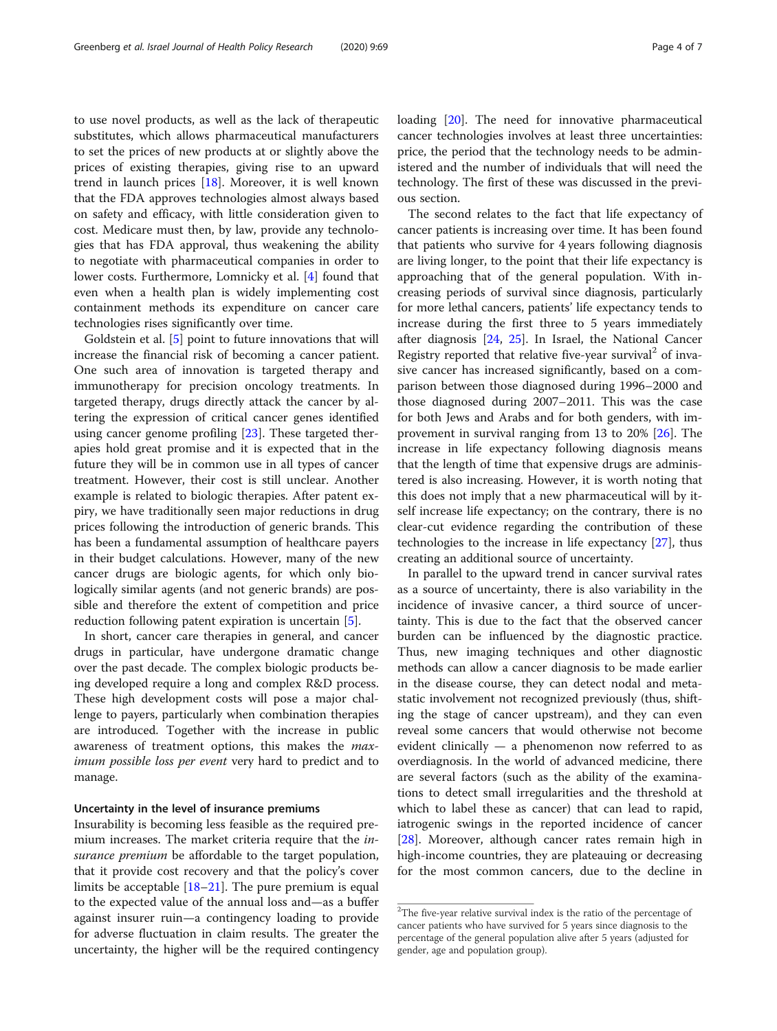to use novel products, as well as the lack of therapeutic substitutes, which allows pharmaceutical manufacturers to set the prices of new products at or slightly above the prices of existing therapies, giving rise to an upward trend in launch prices [18]. Moreover, it is well known that the FDA approves technologies almost always based on safety and efficacy, with little consideration given to cost. Medicare must then, by law, provide any technologies that has FDA approval, thus weakening the ability to negotiate with pharmaceutical companies in order to lower costs. Furthermore, Lomnicky et al. [4] found that even when a health plan is widely implementing cost containment methods its expenditure on cancer care technologies rises significantly over time.

Goldstein et al. [5] point to future innovations that will increase the financial risk of becoming a cancer patient. One such area of innovation is targeted therapy and immunotherapy for precision oncology treatments. In targeted therapy, drugs directly attack the cancer by altering the expression of critical cancer genes identified using cancer genome profiling [23]. These targeted therapies hold great promise and it is expected that in the future they will be in common use in all types of cancer treatment. However, their cost is still unclear. Another example is related to biologic therapies. After patent expiry, we have traditionally seen major reductions in drug prices following the introduction of generic brands. This has been a fundamental assumption of healthcare payers in their budget calculations. However, many of the new cancer drugs are biologic agents, for which only biologically similar agents (and not generic brands) are possible and therefore the extent of competition and price reduction following patent expiration is uncertain [5].

In short, cancer care therapies in general, and cancer drugs in particular, have undergone dramatic change over the past decade. The complex biologic products being developed require a long and complex R&D process. These high development costs will pose a major challenge to payers, particularly when combination therapies are introduced. Together with the increase in public awareness of treatment options, this makes the *maximum possible loss per event* very hard to predict and to manage.

#### Uncertainty in the level of insurance premiums

Insurability is becoming less feasible as the required premium increases. The market criteria require that the *insurance premium* be affordable to the target population, that it provide cost recovery and that the policy's cover limits be acceptable [18–21]. The pure premium is equal to the expected value of the annual loss and—as a buffer against insurer ruin—a contingency loading to provide for adverse fluctuation in claim results. The greater the uncertainty, the higher will be the required contingency loading [20]. The need for innovative pharmaceutical cancer technologies involves at least three uncertainties: price, the period that the technology needs to be administered and the number of individuals that will need the technology. The first of these was discussed in the previous section.

The second relates to the fact that life expectancy of cancer patients is increasing over time. It has been found that patients who survive for 4 years following diagnosis are living longer, to the point that their life expectancy is approaching that of the general population. With increasing periods of survival since diagnosis, particularly for more lethal cancers, patients' life expectancy tends to increase during the first three to 5 years immediately after diagnosis [24, 25]. In Israel, the National Cancer Registry reported that relative five-year survival[2] of invasive cancer has increased significantly, based on a comparison between those diagnosed during 1996–2000 and those diagnosed during 2007–2011. This was the case for both Jews and Arabs and for both genders, with improvement in survival ranging from 13 to 20% [26]. The increase in life expectancy following diagnosis means that the length of time that expensive drugs are administered is also increasing. However, it is worth noting that this does not imply that a new pharmaceutical will by itself increase life expectancy; on the contrary, there is no clear-cut evidence regarding the contribution of these technologies to the increase in life expectancy [27], thus creating an additional source of uncertainty.

In parallel to the upward trend in cancer survival rates as a source of uncertainty, there is also variability in the incidence of invasive cancer, a third source of uncertainty. This is due to the fact that the observed cancer burden can be influenced by the diagnostic practice. Thus, new imaging techniques and other diagnostic methods can allow a cancer diagnosis to be made earlier in the disease course, they can detect nodal and metastatic involvement not recognized previously (thus, shifting the stage of cancer upstream), and they can even reveal some cancers that would otherwise not become evident clinically — a phenomenon now referred to as overdiagnosis. In the world of advanced medicine, there are several factors (such as the ability of the examinations to detect small irregularities and the threshold at which to label these as cancer) that can lead to rapid, iatrogenic swings in the reported incidence of cancer [28]. Moreover, although cancer rates remain high in high-income countries, they are plateauing or decreasing for the most common cancers, due to the decline in

---

[2] The five-year relative survival index is the ratio of the percentage of cancer patients who have survived for 5 years since diagnosis to the percentage of the general population alive after 5 years (adjusted for gender, age and population group).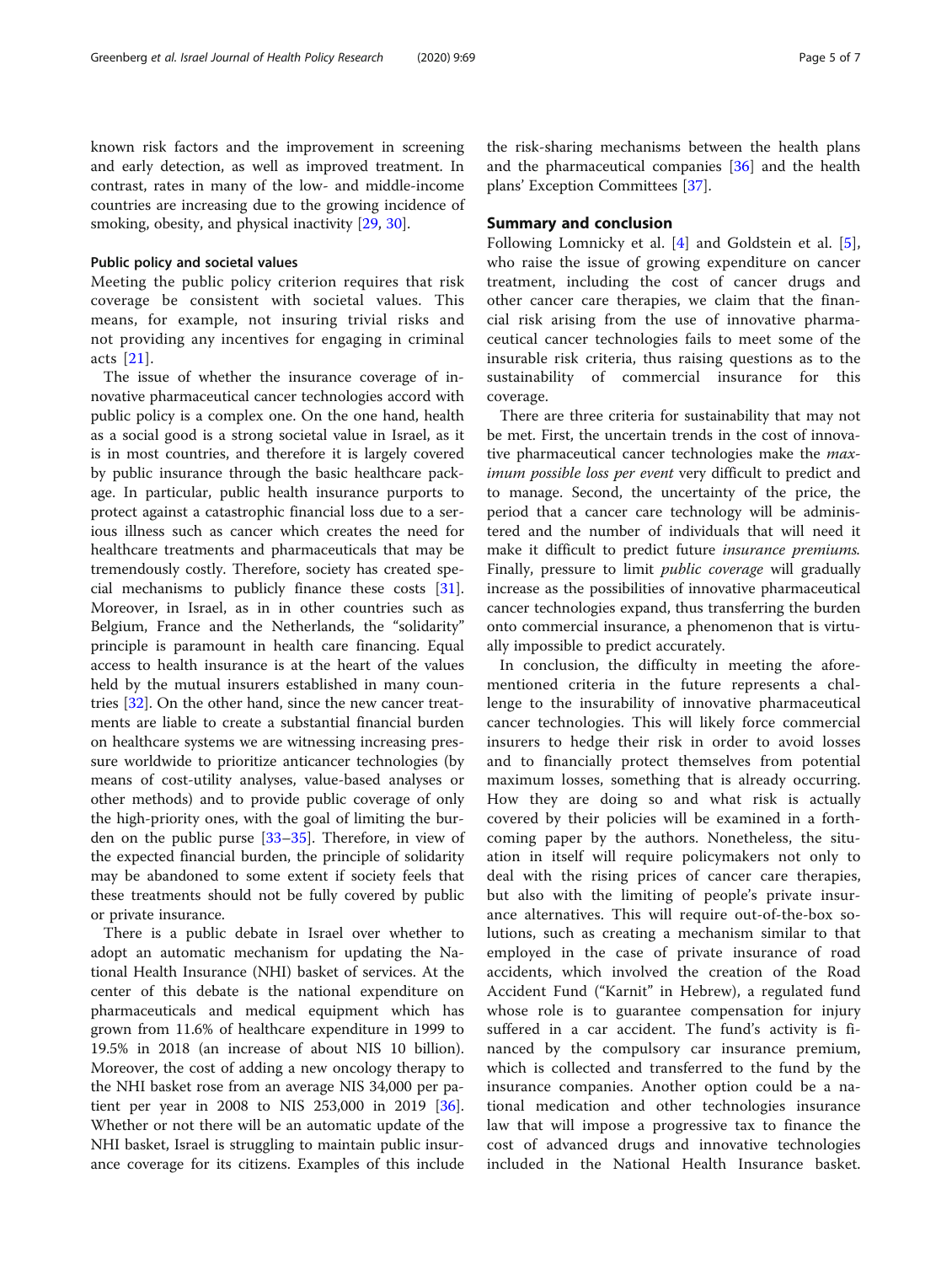known risk factors and the improvement in screening and early detection, as well as improved treatment. In contrast, rates in many of the low- and middle-income countries are increasing due to the growing incidence of smoking, obesity, and physical inactivity [29, 30].

#### Public policy and societal values

Meeting the public policy criterion requires that risk coverage be consistent with societal values. This means, for example, not insuring trivial risks and not providing any incentives for engaging in criminal acts [21].

The issue of whether the insurance coverage of innovative pharmaceutical cancer technologies accord with public policy is a complex one. On the one hand, health as a social good is a strong societal value in Israel, as it is in most countries, and therefore it is largely covered by public insurance through the basic healthcare package. In particular, public health insurance purports to protect against a catastrophic financial loss due to a serious illness such as cancer which creates the need for healthcare treatments and pharmaceuticals that may be tremendously costly. Therefore, society has created special mechanisms to publicly finance these costs [31]. Moreover, in Israel, as in in other countries such as Belgium, France and the Netherlands, the "solidarity" principle is paramount in health care financing. Equal access to health insurance is at the heart of the values held by the mutual insurers established in many countries [32]. On the other hand, since the new cancer treatments are liable to create a substantial financial burden on healthcare systems we are witnessing increasing pressure worldwide to prioritize anticancer technologies (by means of cost-utility analyses, value-based analyses or other methods) and to provide public coverage of only the high-priority ones, with the goal of limiting the burden on the public purse [33–35]. Therefore, in view of the expected financial burden, the principle of solidarity may be abandoned to some extent if society feels that these treatments should not be fully covered by public or private insurance.

There is a public debate in Israel over whether to adopt an automatic mechanism for updating the National Health Insurance (NHI) basket of services. At the center of this debate is the national expenditure on pharmaceuticals and medical equipment which has grown from 11.6% of healthcare expenditure in 1999 to 19.5% in 2018 (an increase of about NIS 10 billion). Moreover, the cost of adding a new oncology therapy to the NHI basket rose from an average NIS 34,000 per patient per year in 2008 to NIS 253,000 in 2019 [36]. Whether or not there will be an automatic update of the NHI basket, Israel is struggling to maintain public insurance coverage for its citizens. Examples of this include the risk-sharing mechanisms between the health plans and the pharmaceutical companies [36] and the health plans' Exception Committees [37].

### Summary and conclusion

Following Lomnicky et al. [4] and Goldstein et al. [5], who raise the issue of growing expenditure on cancer treatment, including the cost of cancer drugs and other cancer care therapies, we claim that the financial risk arising from the use of innovative pharmaceutical cancer technologies fails to meet some of the insurable risk criteria, thus raising questions as to the sustainability of commercial insurance for this coverage.

There are three criteria for sustainability that may not be met. First, the uncertain trends in the cost of innovative pharmaceutical cancer technologies make the *maximum possible loss per event* very difficult to predict and to manage. Second, the uncertainty of the price, the period that a cancer care technology will be administered and the number of individuals that will need it make it difficult to predict future *insurance premiums*. Finally, pressure to limit *public coverage* will gradually increase as the possibilities of innovative pharmaceutical cancer technologies expand, thus transferring the burden onto commercial insurance, a phenomenon that is virtually impossible to predict accurately.

In conclusion, the difficulty in meeting the aforementioned criteria in the future represents a challenge to the insurability of innovative pharmaceutical cancer technologies. This will likely force commercial insurers to hedge their risk in order to avoid losses and to financially protect themselves from potential maximum losses, something that is already occurring. How they are doing so and what risk is actually covered by their policies will be examined in a forthcoming paper by the authors. Nonetheless, the situation in itself will require policymakers not only to deal with the rising prices of cancer care therapies, but also with the limiting of people's private insurance alternatives. This will require out-of-the-box solutions, such as creating a mechanism similar to that employed in the case of private insurance of road accidents, which involved the creation of the Road Accident Fund ("Karnit" in Hebrew), a regulated fund whose role is to guarantee compensation for injury suffered in a car accident. The fund's activity is financed by the compulsory car insurance premium, which is collected and transferred to the fund by the insurance companies. Another option could be a national medication and other technologies insurance law that will impose a progressive tax to finance the cost of advanced drugs and innovative technologies included in the National Health Insurance basket.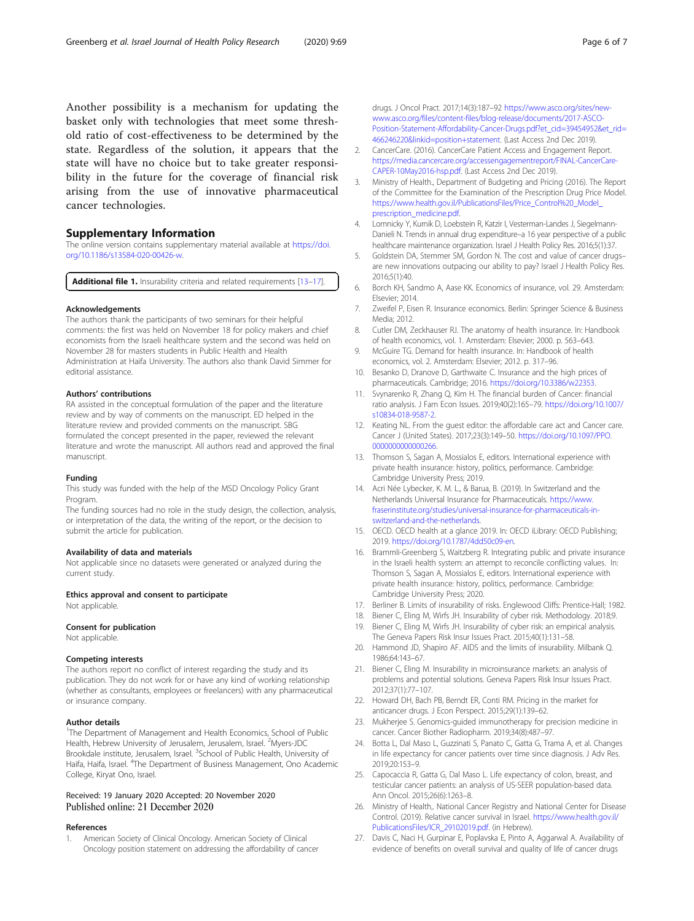Another possibility is a mechanism for updating the basket only with technologies that meet some threshold ratio of cost-effectiveness to be determined by the state. Regardless of the solution, it appears that the state will have no choice but to take greater responsibility in the future for the coverage of financial risk arising from the use of innovative pharmaceutical cancer technologies.

## Supplementary Information

The online version contains supplementary material available at https://doi.org/10.1186/s13584-020-00426-w.

**Additional file 1.** Insurability criteria and related requirements [13–17].

#### Acknowledgements

The authors thank the participants of two seminars for their helpful comments: the first was held on November 18 for policy makers and chief economists from the Israeli healthcare system and the second was held on November 28 for masters students in Public Health and Health Administration at Haifa University. The authors also thank David Simmer for editorial assistance.

#### Authors' contributions

RA assisted in the conceptual formulation of the paper and the literature review and by way of comments on the manuscript. ED helped in the literature review and provided comments on the manuscript. SBG formulated the concept presented in the paper, reviewed the relevant literature and wrote the manuscript. All authors read and approved the final manuscript.

#### Funding

This study was funded with the help of the MSD Oncology Policy Grant Program.

The funding sources had no role in the study design, the collection, analysis, or interpretation of the data, the writing of the report, or the decision to submit the article for publication.

#### Availability of data and materials

Not applicable since no datasets were generated or analyzed during the current study.

#### Ethics approval and consent to participate

Not applicable.

#### Consent for publication

Not applicable.

#### Competing interests

The authors report no conflict of interest regarding the study and its publication. They do not work for or have any kind of working relationship (whether as consultants, employees or freelancers) with any pharmaceutical or insurance company.

#### Author details

[1]The Department of Management and Health Economics, School of Public Health, Hebrew University of Jerusalem, Jerusalem, Israel. [2]Myers-JDC Brookdale institute, Jerusalem, Israel. [3]School of Public Health, University of Haifa, Haifa, Israel. [4]The Department of Business Management, Ono Academic College, Kiryat Ono, Israel.

Received: 19 January 2020 Accepted: 20 November 2020
Published online: 21 December 2020

#### References

1. American Society of Clinical Oncology. American Society of Clinical Oncology position statement on addressing the affordability of cancer drugs. J Oncol Pract. 2017;14(3):187–92 https://www.asco.org/sites/new-www.asco.org/files/content-files/blog-release/documents/2017-ASCO-Position-Statement-Affordability-Cancer-Drugs.pdf?et_cid=39454952&et_rid=466246220&linkid=position+statement. (Last Access 2nd Dec 2019).
2. CancerCare. (2016). CancerCare Patient Access and Engagement Report. https://media.cancercare.org/accessengagementreport/FINAL-CancerCare-CAPER-10May2016-hsp.pdf. (Last Access 2nd Dec 2019).
3. Ministry of Health., Department of Budgeting and Pricing (2016). The Report of the Committee for the Examination of the Prescription Drug Price Model. https://www.health.gov.il/PublicationsFiles/Price_Control%20_Model_prescription_medicine.pdf.
4. Lomnicky Y, Kurnik D, Loebstein R, Katzir I, Vesterman-Landes J, Siegelmann-Danieli N. Trends in annual drug expenditure–a 16 year perspective of a public healthcare maintenance organization. Israel J Health Policy Res. 2016;5(1):37.
5. Goldstein DA, Stemmer SM, Gordon N. The cost and value of cancer drugs–are new innovations outpacing our ability to pay? Israel J Health Policy Res. 2016;5(1):40.
6. Borch KH, Sandmo A, Aase KK. Economics of insurance, vol. 29. Amsterdam: Elsevier; 2014.
7. Zweifel P, Eisen R. Insurance economics. Berlin: Springer Science & Business Media; 2012.
8. Cutler DM, Zeckhauser RJ. The anatomy of health insurance. In: Handbook of health economics, vol. 1. Amsterdam: Elsevier; 2000. p. 563–643.
9. McGuire TG. Demand for health insurance. In: Handbook of health economics, vol. 2. Amsterdam: Elsevier; 2012. p. 317–96.
10. Besanko D, Dranove D, Garthwaite C. Insurance and the high prices of pharmaceuticals. Cambridge; 2016. https://doi.org/10.3386/w22353.
11. Svynarenko R, Zhang Q, Kim H. The financial burden of Cancer: financial ratio analysis. J Fam Econ Issues. 2019;40(2):165–79. https://doi.org/10.1007/s10834-018-9587-2.
12. Keating NL. From the guest editor: the affordable care act and Cancer care. Cancer J (United States). 2017;23(3):149–50. https://doi.org/10.1097/PPO.0000000000000266.
13. Thomson S, Sagan A, Mossialos E, editors. International experience with private health insurance: history, politics, performance. Cambridge: Cambridge University Press; 2019.
14. Acri Née Lybecker, K. M. L., & Barua, B. (2019). In Switzerland and the Netherlands Universal Insurance for Pharmaceuticals. https://www.fraserinstitute.org/studies/universal-insurance-for-pharmaceuticals-in-switzerland-and-the-netherlands.
15. OECD. OECD health at a glance 2019. In: OECD iLibrary: OECD Publishing; 2019. https://doi.org/10.1787/4dd50c09-en.
16. Brammli-Greenberg S, Waitzberg R. Integrating public and private insurance in the Israeli health system: an attempt to reconcile conflicting values. In: Thomson S, Sagan A, Mossialos E, editors. International experience with private health insurance: history, politics, performance. Cambridge: Cambridge University Press; 2020.
17. Berliner B. Limits of insurability of risks. Englewood Cliffs: Prentice-Hall; 1982.
18. Biener C, Eling M, Wirfs JH. Insurability of cyber risk. Methodology. 2018;9.
19. Biener C, Eling M, Wirfs JH. Insurability of cyber risk: an empirical analysis. The Geneva Papers Risk Insur Issues Pract. 2015;40(1):131–58.
20. Hammond JD, Shapiro AF. AIDS and the limits of insurability. Milbank Q. 1986;64:143–67.
21. Biener C, Eling M. Insurability in microinsurance markets: an analysis of problems and potential solutions. Geneva Papers Risk Insur Issues Pract. 2012;37(1):77–107.
22. Howard DH, Bach PB, Berndt ER, Conti RM. Pricing in the market for anticancer drugs. J Econ Perspect. 2015;29(1):139–62.
23. Mukherjee S. Genomics-guided immunotherapy for precision medicine in cancer. Cancer Biother Radiopharm. 2019;34(8):487–97.
24. Botta L, Dal Maso L, Guzzinati S, Panato C, Gatta G, Trama A, et al. Changes in life expectancy for cancer patients over time since diagnosis. J Adv Res. 2019;20:153–9.
25. Capocaccia R, Gatta G, Dal Maso L. Life expectancy of colon, breast, and testicular cancer patients: an analysis of US-SEER population-based data. Ann Oncol. 2015;26(6):1263–8.
26. Ministry of Health,. National Cancer Registry and National Center for Disease Control. (2019). Relative cancer survival in Israel. https://www.health.gov.il/PublicationsFiles/ICR_29102019.pdf. (in Hebrew).
27. Davis C, Naci H, Gurpinar E, Poplavska E, Pinto A, Aggarwal A. Availability of evidence of benefits on overall survival and quality of life of cancer drugs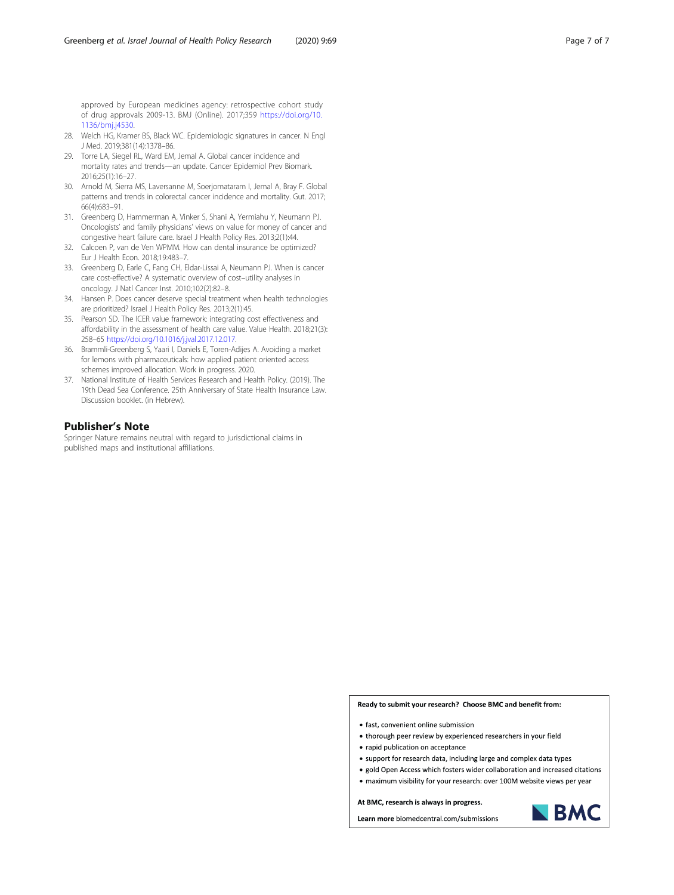approved by European medicines agency: retrospective cohort study of drug approvals 2009-13. BMJ (Online). 2017;359 https://doi.org/10.1136/bmj.j4530.

28. Welch HG, Kramer BS, Black WC. Epidemiologic signatures in cancer. N Engl J Med. 2019;381(14):1378–86.
29. Torre LA, Siegel RL, Ward EM, Jemal A. Global cancer incidence and mortality rates and trends—an update. Cancer Epidemiol Prev Biomark. 2016;25(1):16–27.
30. Arnold M, Sierra MS, Laversanne M, Soerjomataram I, Jemal A, Bray F. Global patterns and trends in colorectal cancer incidence and mortality. Gut. 2017; 66(4):683–91.
31. Greenberg D, Hammerman A, Vinker S, Shani A, Yermiahu Y, Neumann PJ. Oncologists' and family physicians' views on value for money of cancer and congestive heart failure care. Israel J Health Policy Res. 2013;2(1):44.
32. Calcoen P, van de Ven WPMM. How can dental insurance be optimized? Eur J Health Econ. 2018;19:483–7.
33. Greenberg D, Earle C, Fang CH, Eldar-Lissai A, Neumann PJ. When is cancer care cost-effective? A systematic overview of cost–utility analyses in oncology. J Natl Cancer Inst. 2010;102(2):82–8.
34. Hansen P. Does cancer deserve special treatment when health technologies are prioritized? Israel J Health Policy Res. 2013;2(1):45.
35. Pearson SD. The ICER value framework: integrating cost effectiveness and affordability in the assessment of health care value. Value Health. 2018;21(3): 258–65 https://doi.org/10.1016/j.jval.2017.12.017.
36. Brammli-Greenberg S, Yaari I, Daniels E, Toren-Adijes A. Avoiding a market for lemons with pharmaceuticals: how applied patient oriented access schemes improved allocation. Work in progress. 2020.
37. National Institute of Health Services Research and Health Policy. (2019). The 19th Dead Sea Conference. 25th Anniversary of State Health Insurance Law. Discussion booklet. (in Hebrew).

## Publisher's Note

Springer Nature remains neutral with regard to jurisdictional claims in published maps and institutional affiliations.

**Ready to submit your research? Choose BMC and benefit from:**

- fast, convenient online submission
- thorough peer review by experienced researchers in your field
- rapid publication on acceptance
- support for research data, including large and complex data types
- gold Open Access which fosters wider collaboration and increased citations
- maximum visibility for your research: over 100M website views per year

**At BMC, research is always in progress.**

**Learn more** biomedcentral.com/submissions

BMC